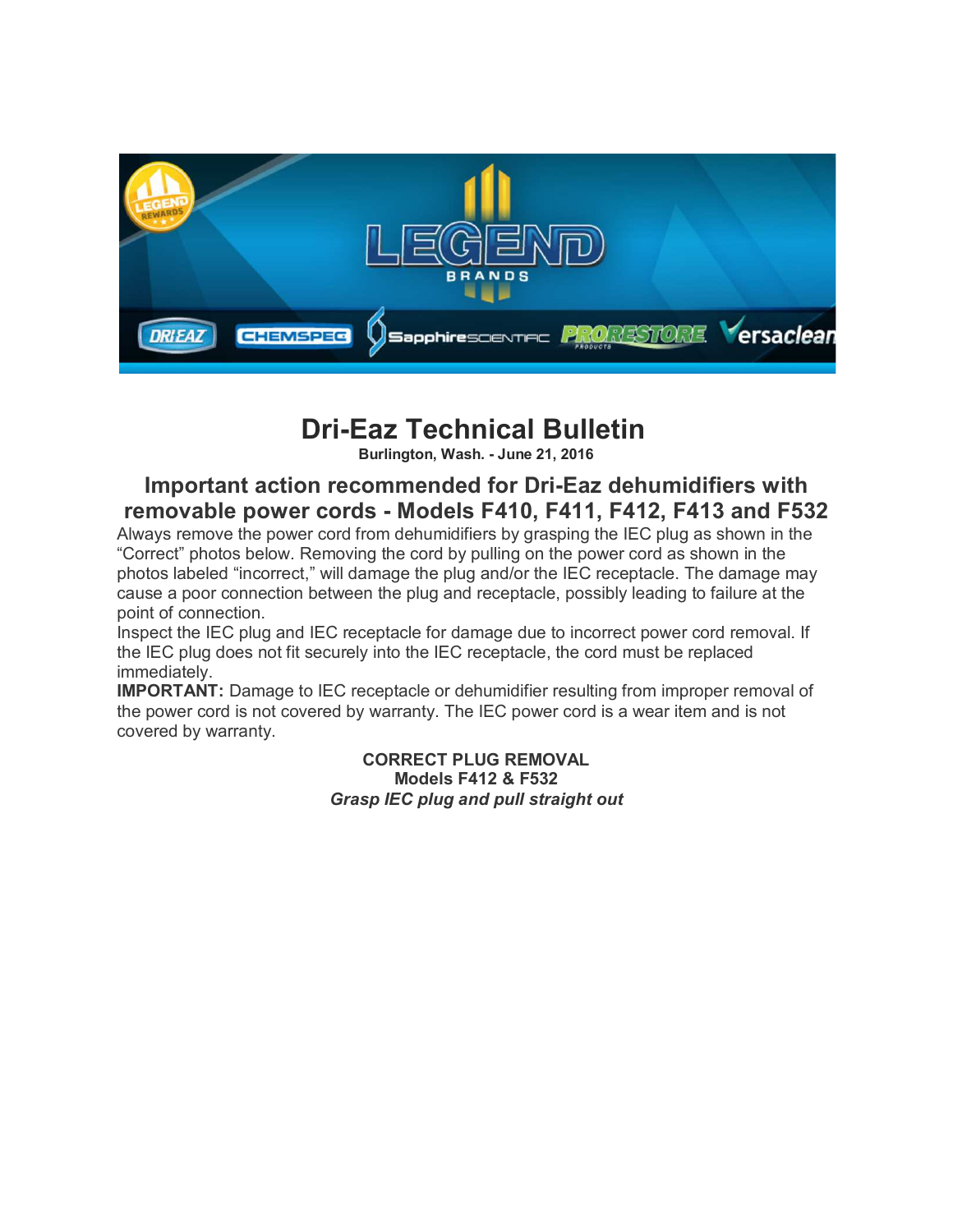# Dri-Eaz Technical Bulletin

**Burlington, Wash. - June 21, 2016**

## Important action recommended for Dri-Eaz dehumidifiers with removable power cords - Models F410, F411, F412, F413 and F532

Always remove the power cord from dehumidifiers by grasping the IEC plug as shown in the "Correct" photos below. Removing the cord by pulling on the power cord as shown in the photos labeled "incorrect," will damage the plug and/or the IEC receptacle. The damage may cause a poor connection between the plug and receptacle, possibly leading to failure at the point of connection.

Inspect the IEC plug and IEC receptacle for damage due to incorrect power cord removal. If the IEC plug does not fit securely into the IEC receptacle, the cord must be replaced immediately.

**IMPORTANT:** Damage to IEC receptacle or dehumidifier resulting from improper removal of the power cord is not covered by warranty. The IEC power cord is a wear item and is not covered by warranty.

**CORRECT PLUG REMOVAL**
**Models F412 & F532**
***Grasp IEC plug and pull straight out***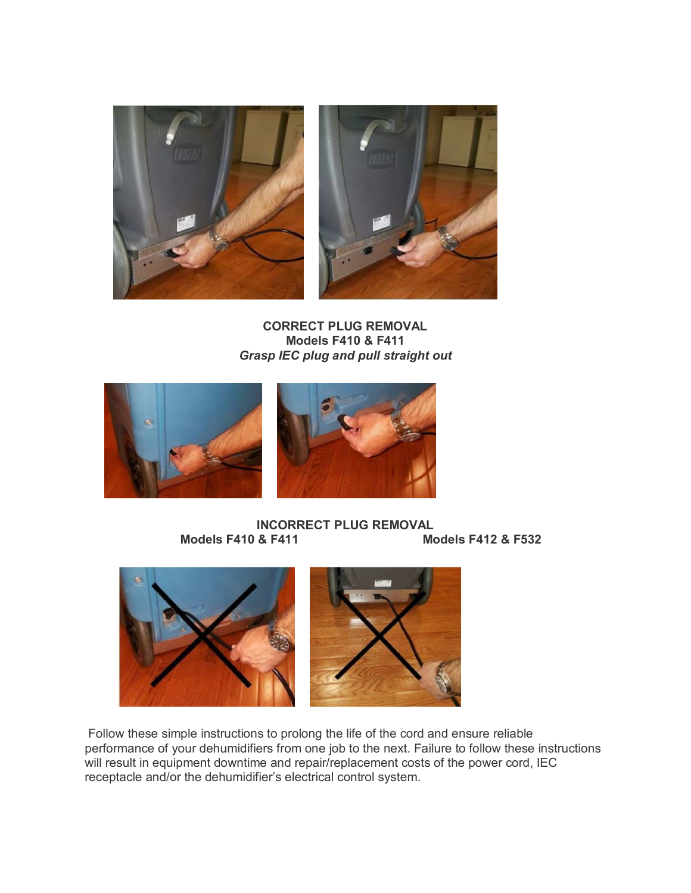**CORRECT PLUG REMOVAL**
**Models F410 & F411**
***Grasp IEC plug and pull straight out***

**INCORRECT PLUG REMOVAL**
**Models F410 & F411** **Models F412 & F532**

Follow these simple instructions to prolong the life of the cord and ensure reliable performance of your dehumidifiers from one job to the next. Failure to follow these instructions will result in equipment downtime and repair/replacement costs of the power cord, IEC receptacle and/or the dehumidifier's electrical control system.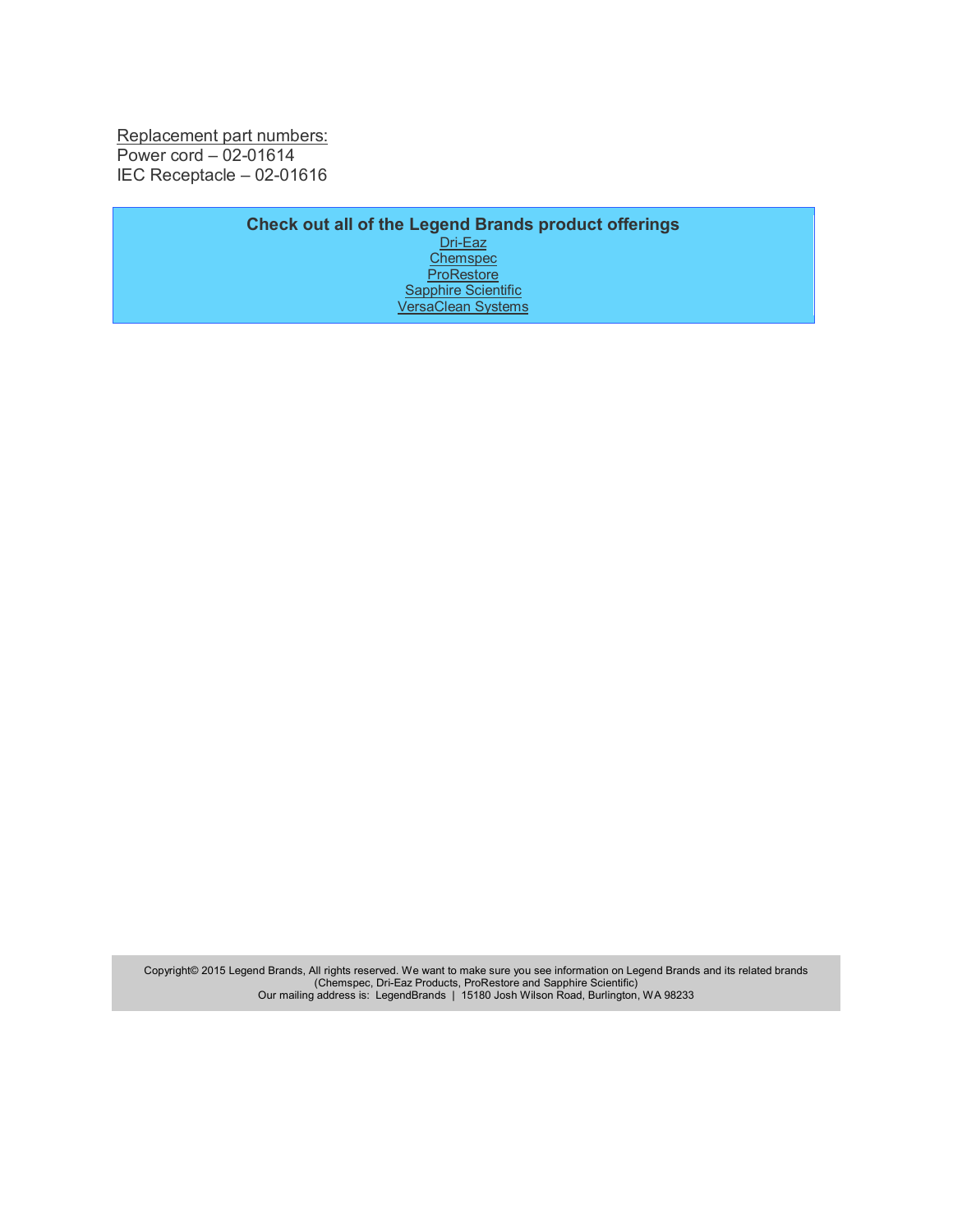Replacement part numbers:
Power cord – 02-01614
IEC Receptacle – 02-01616

**Check out all of the Legend Brands product offerings**

Dri-Eaz
Chemspec
ProRestore
Sapphire Scientific
VersaClean Systems

Copyright© 2015 Legend Brands, All rights reserved. We want to make sure you see information on Legend Brands and its related brands (Chemspec, Dri-Eaz Products, ProRestore and Sapphire Scientific)
Our mailing address is: LegendBrands | 15180 Josh Wilson Road, Burlington, WA 98233